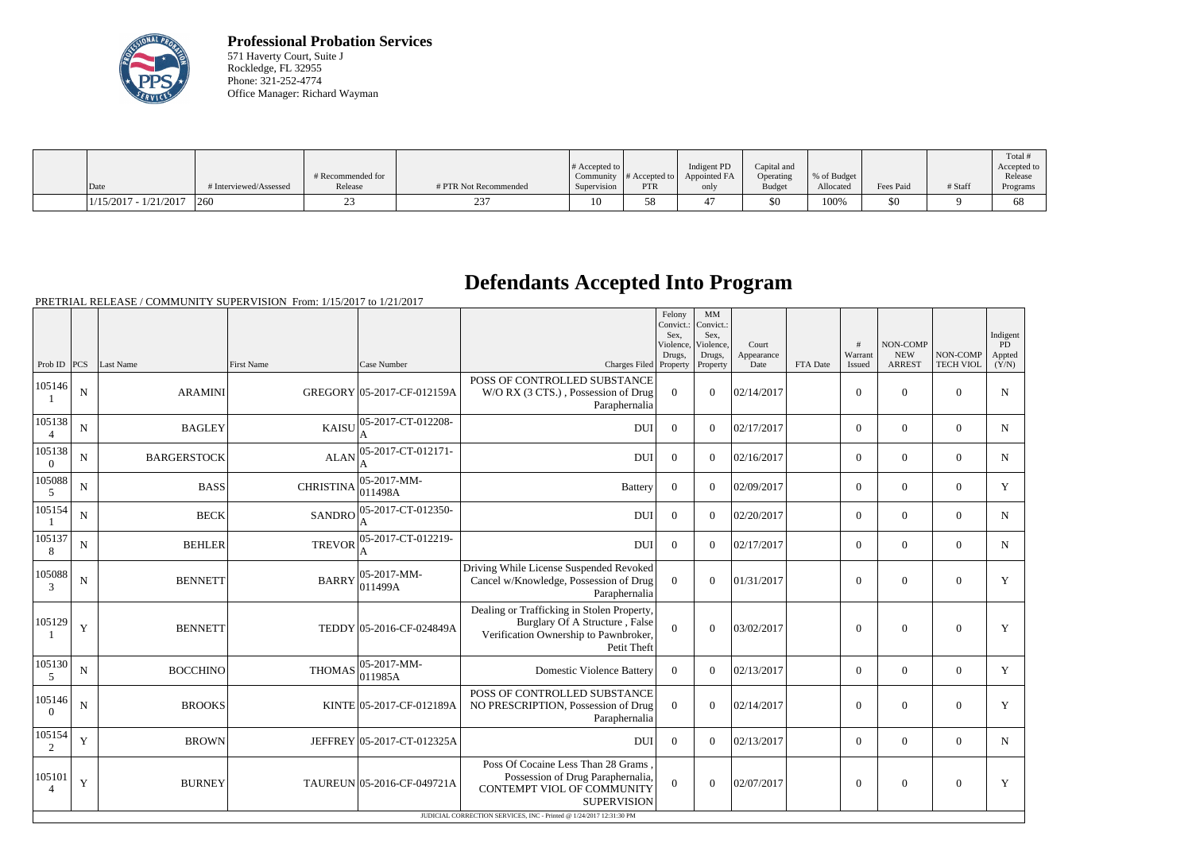**Professional Probation Services**
571 Haverty Court, Suite J
Rockledge, FL 32955
Phone: 321-252-4774
Office Manager: Richard Wayman

| Date | # Interviewed/Assessed | # Recommended for Release | # PTR Not Recommended | # Accepted to Community Supervision | # Accepted to PTR | Indigent PD Appointed FA only | Capital and Operating Budget | % of Budget Allocated | Fees Paid | # Staff | Total # Accepted to Release Programs |
|---|---|---|---|---|---|---|---|---|---|---|---|
| 1/15/2017 - 1/21/2017 | 260 | 23 | 237 | 10 | 58 | 47 | $0 | 100% | $0 | 9 | 68 |

# Defendants Accepted Into Program

PRETRIAL RELEASE / COMMUNITY SUPERVISION From: 1/15/2017 to 1/21/2017

| Prob ID | PCS | Last Name | First Name | Case Number | Charges Filed | Felony Convict.: Sex, Violence, Drugs, Property | MM Convict.: Sex, Violence, Drugs, Property | Court Appearance Date | FTA Date | # Warrant Issued | NON-COMP NEW ARREST | NON-COMP TECH VIOL | Indigent PD Appted (Y/N) |
|---|---|---|---|---|---|---|---|---|---|---|---|---|---|
| 1051461 | N | ARAMINI | GREGORY | 05-2017-CF-012159A | POSS OF CONTROLLED SUBSTANCE W/O RX (3 CTS.) , Possession of Drug Paraphernalia | 0 | 0 | 02/14/2017 | | 0 | 0 | 0 | N |
| 1051384 | N | BAGLEY | KAISU | 05-2017-CT-012208-A | DUI | 0 | 0 | 02/17/2017 | | 0 | 0 | 0 | N |
| 1051380 | N | BARGERSTOCK | ALAN | 05-2017-CT-012171-A | DUI | 0 | 0 | 02/16/2017 | | 0 | 0 | 0 | N |
| 1050885 | N | BASS | CHRISTINA | 05-2017-MM-011498A | Battery | 0 | 0 | 02/09/2017 | | 0 | 0 | 0 | Y |
| 1051541 | N | BECK | SANDRO | 05-2017-CT-012350-A | DUI | 0 | 0 | 02/20/2017 | | 0 | 0 | 0 | N |
| 1051378 | N | BEHLER | TREVOR | 05-2017-CT-012219-A | DUI | 0 | 0 | 02/17/2017 | | 0 | 0 | 0 | N |
| 1050883 | N | BENNETT | BARRY | 05-2017-MM-011499A | Driving While License Suspended Revoked Cancel w/Knowledge, Possession of Drug Paraphernalia | 0 | 0 | 01/31/2017 | | 0 | 0 | 0 | Y |
| 1051291 | Y | BENNETT | TEDDY | 05-2016-CF-024849A | Dealing or Trafficking in Stolen Property, Burglary Of A Structure , False Verification Ownership to Pawnbroker, Petit Theft | 0 | 0 | 03/02/2017 | | 0 | 0 | 0 | Y |
| 1051305 | N | BOCCHINO | THOMAS | 05-2017-MM-011985A | Domestic Violence Battery | 0 | 0 | 02/13/2017 | | 0 | 0 | 0 | Y |
| 1051460 | N | BROOKS | KINTE | 05-2017-CF-012189A | POSS OF CONTROLLED SUBSTANCE NO PRESCRIPTION, Possession of Drug Paraphernalia | 0 | 0 | 02/14/2017 | | 0 | 0 | 0 | Y |
| 1051542 | Y | BROWN | JEFFREY | 05-2017-CT-012325A | DUI | 0 | 0 | 02/13/2017 | | 0 | 0 | 0 | N |
| 1051014 | Y | BURNEY | TAUREUN | 05-2016-CF-049721A | Poss Of Cocaine Less Than 28 Grams , Possession of Drug Paraphernalia, CONTEMPT VIOL OF COMMUNITY SUPERVISION | 0 | 0 | 02/07/2017 | | 0 | 0 | 0 | Y |

JUDICIAL CORRECTION SERVICES, INC - Printed @ 1/24/2017 12:31:30 PM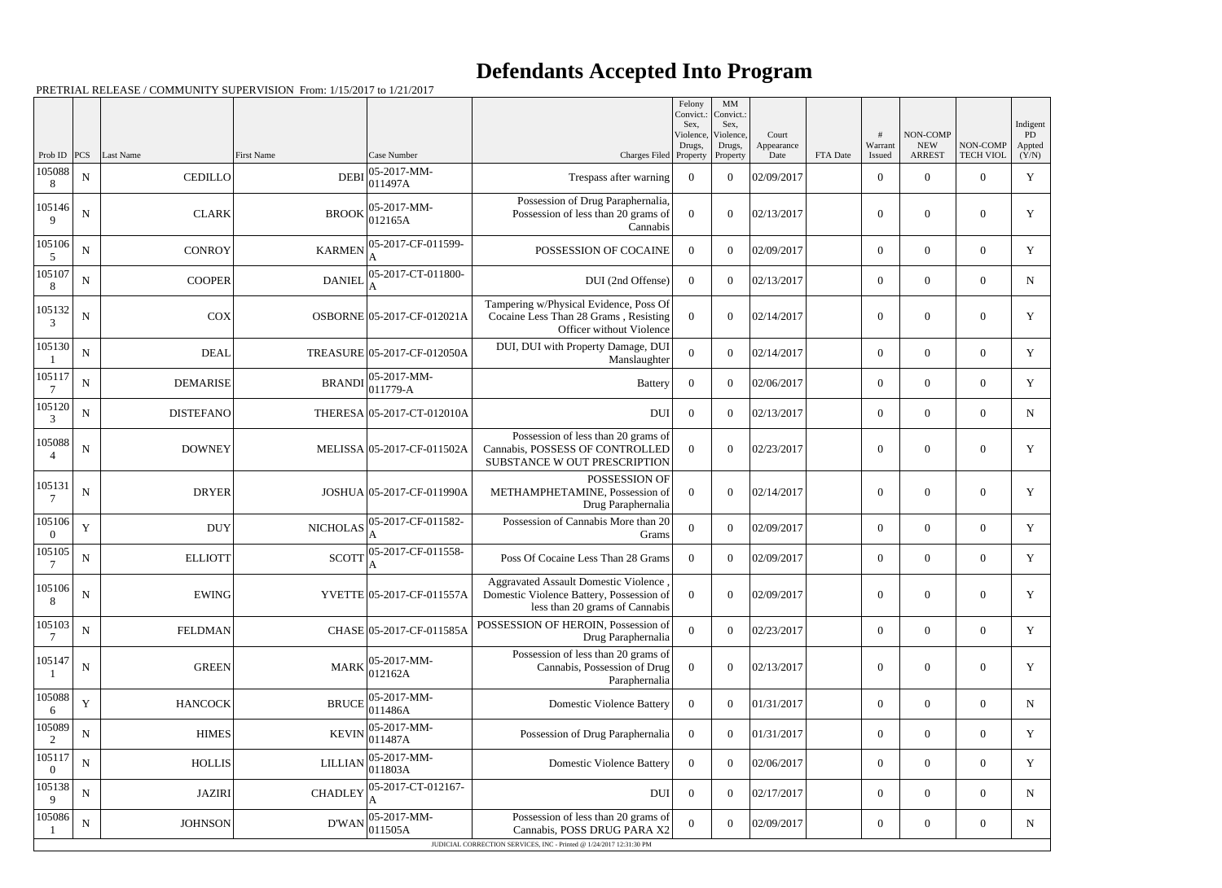# Defendants Accepted Into Program

PRETRIAL RELEASE / COMMUNITY SUPERVISION From: 1/15/2017 to 1/21/2017

| Prob ID | PCS | Last Name | First Name | Case Number | Charges Filed | Felony Convict.: Sex, Violence, Drugs, Property | MM Convict.: Sex, Violence, Drugs, Property | Court Appearance Date | FTA Date | # Warrant Issued | NON-COMP NEW ARREST | NON-COMP TECH VIOL | Indigent PD Appted (Y/N) |
|---|---|---|---|---|---|---|---|---|---|---|---|---|---|
| 1050888 | N | CEDILLO | DEBI | 05-2017-MM-011497A | Trespass after warning | 0 | 0 | 02/09/2017 | | 0 | 0 | 0 | Y |
| 1051469 | N | CLARK | BROOK | 05-2017-MM-012165A | Possession of Drug Paraphernalia, Possession of less than 20 grams of Cannabis | 0 | 0 | 02/13/2017 | | 0 | 0 | 0 | Y |
| 1051065 | N | CONROY | KARMEN | 05-2017-CF-011599-A | POSSESSION OF COCAINE | 0 | 0 | 02/09/2017 | | 0 | 0 | 0 | Y |
| 1051078 | N | COOPER | DANIEL | 05-2017-CT-011800-A | DUI (2nd Offense) | 0 | 0 | 02/13/2017 | | 0 | 0 | 0 | N |
| 1051323 | N | COX | OSBORNE | 05-2017-CF-012021A | Tampering w/Physical Evidence, Poss Of Cocaine Less Than 28 Grams , Resisting Officer without Violence | 0 | 0 | 02/14/2017 | | 0 | 0 | 0 | Y |
| 1051301 | N | DEAL | TREASURE | 05-2017-CF-012050A | DUI, DUI with Property Damage, DUI Manslaughter | 0 | 0 | 02/14/2017 | | 0 | 0 | 0 | Y |
| 1051177 | N | DEMARISE | BRANDI | 05-2017-MM-011779-A | Battery | 0 | 0 | 02/06/2017 | | 0 | 0 | 0 | Y |
| 1051203 | N | DISTEFANO | THERESA | 05-2017-CT-012010A | DUI | 0 | 0 | 02/13/2017 | | 0 | 0 | 0 | N |
| 1050884 | N | DOWNEY | MELISSA | 05-2017-CF-011502A | Possession of less than 20 grams of Cannabis, POSSESS OF CONTROLLED SUBSTANCE W OUT PRESCRIPTION | 0 | 0 | 02/23/2017 | | 0 | 0 | 0 | Y |
| 1051317 | N | DRYER | JOSHUA | 05-2017-CF-011990A | POSSESSION OF METHAMPHETAMINE, Possession of Drug Paraphernalia | 0 | 0 | 02/14/2017 | | 0 | 0 | 0 | Y |
| 1051060 | Y | DUY | NICHOLAS | 05-2017-CF-011582-A | Possession of Cannabis More than 20 Grams | 0 | 0 | 02/09/2017 | | 0 | 0 | 0 | Y |
| 1051057 | N | ELLIOTT | SCOTT | 05-2017-CF-011558-A | Poss Of Cocaine Less Than 28 Grams | 0 | 0 | 02/09/2017 | | 0 | 0 | 0 | Y |
| 1051068 | N | EWING | YVETTE | 05-2017-CF-011557A | Aggravated Assault Domestic Violence , Domestic Violence Battery, Possession of less than 20 grams of Cannabis | 0 | 0 | 02/09/2017 | | 0 | 0 | 0 | Y |
| 1051037 | N | FELDMAN | CHASE | 05-2017-CF-011585A | POSSESSION OF HEROIN, Possession of Drug Paraphernalia | 0 | 0 | 02/23/2017 | | 0 | 0 | 0 | Y |
| 1051471 | N | GREEN | MARK | 05-2017-MM-012162A | Possession of less than 20 grams of Cannabis, Possession of Drug Paraphernalia | 0 | 0 | 02/13/2017 | | 0 | 0 | 0 | Y |
| 1050886 | Y | HANCOCK | BRUCE | 05-2017-MM-011486A | Domestic Violence Battery | 0 | 0 | 01/31/2017 | | 0 | 0 | 0 | N |
| 1050892 | N | HIMES | KEVIN | 05-2017-MM-011487A | Possession of Drug Paraphernalia | 0 | 0 | 01/31/2017 | | 0 | 0 | 0 | Y |
| 1051170 | N | HOLLIS | LILLIAN | 05-2017-MM-011803A | Domestic Violence Battery | 0 | 0 | 02/06/2017 | | 0 | 0 | 0 | Y |
| 1051389 | N | JAZIRI | CHADLEY | 05-2017-CT-012167-A | DUI | 0 | 0 | 02/17/2017 | | 0 | 0 | 0 | N |
| 1050861 | N | JOHNSON | D'WAN | 05-2017-MM-011505A | Possession of less than 20 grams of Cannabis, POSS DRUG PARA X2 | 0 | 0 | 02/09/2017 | | 0 | 0 | 0 | N |

JUDICIAL CORRECTION SERVICES, INC - Printed @ 1/24/2017 12:31:30 PM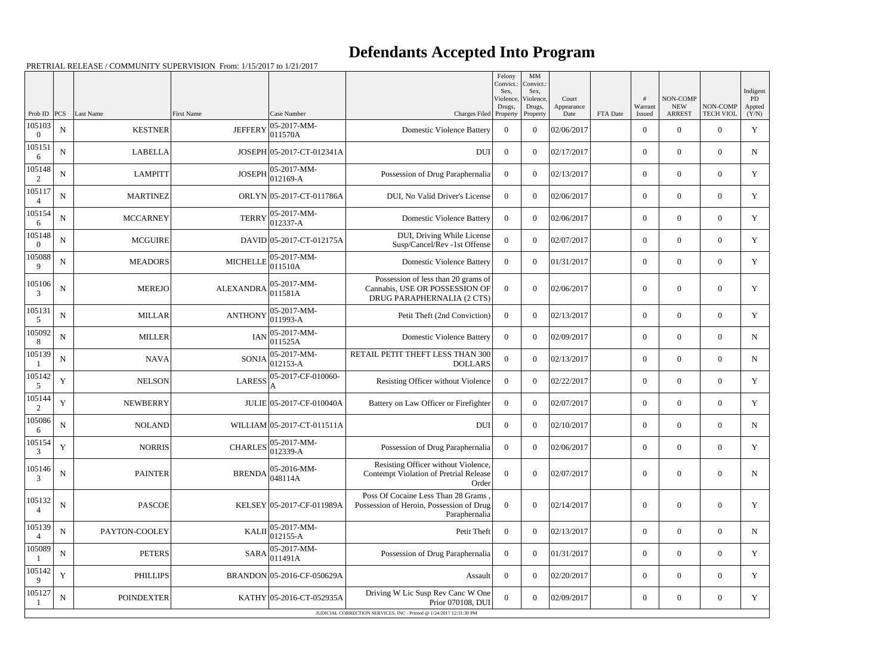# Defendants Accepted Into Program

PRETRIAL RELEASE / COMMUNITY SUPERVISION From: 1/15/2017 to 1/21/2017

| Prob ID | PCS | Last Name | First Name | Case Number | Charges Filed | Felony Convict.: Sex, Violence, Drugs, Property | MM Convict.: Sex, Violence, Drugs, Property | Court Appearance Date | FTA Date | # Warrant Issued | NON-COMP NEW ARREST | NON-COMP TECH VIOL | Indigent PD Appted (Y/N) |
|---|---|---|---|---|---|---|---|---|---|---|---|---|---|
| 1051030 | N | KESTNER | JEFFERY | 05-2017-MM-011570A | Domestic Violence Battery | 0 | 0 | 02/06/2017 | | 0 | 0 | 0 | Y |
| 1051516 | N | LABELLA | JOSEPH | 05-2017-CT-012341A | DUI | 0 | 0 | 02/17/2017 | | 0 | 0 | 0 | N |
| 1051482 | N | LAMPITT | JOSEPH | 05-2017-MM-012169-A | Possession of Drug Paraphernalia | 0 | 0 | 02/13/2017 | | 0 | 0 | 0 | Y |
| 1051174 | N | MARTINEZ | ORLYN | 05-2017-CT-011786A | DUI, No Valid Driver's License | 0 | 0 | 02/06/2017 | | 0 | 0 | 0 | Y |
| 1051546 | N | MCCARNEY | TERRY | 05-2017-MM-012337-A | Domestic Violence Battery | 0 | 0 | 02/06/2017 | | 0 | 0 | 0 | Y |
| 1051480 | N | MCGUIRE | DAVID | 05-2017-CT-012175A | DUI, Driving While License Susp/Cancel/Rev -1st Offense | 0 | 0 | 02/07/2017 | | 0 | 0 | 0 | Y |
| 1050889 | N | MEADORS | MICHELLE | 05-2017-MM-011510A | Domestic Violence Battery | 0 | 0 | 01/31/2017 | | 0 | 0 | 0 | Y |
| 1051063 | N | MEREJO | ALEXANDRA | 05-2017-MM-011581A | Possession of less than 20 grams of Cannabis, USE OR POSSESSION OF DRUG PARAPHERNALIA (2 CTS) | 0 | 0 | 02/06/2017 | | 0 | 0 | 0 | Y |
| 1051315 | N | MILLAR | ANTHONY | 05-2017-MM-011993-A | Petit Theft (2nd Conviction) | 0 | 0 | 02/13/2017 | | 0 | 0 | 0 | Y |
| 1050928 | N | MILLER | IAN | 05-2017-MM-011525A | Domestic Violence Battery | 0 | 0 | 02/09/2017 | | 0 | 0 | 0 | N |
| 1051391 | N | NAVA | SONJA | 05-2017-MM-012153-A | RETAIL PETIT THEFT LESS THAN 300 DOLLARS | 0 | 0 | 02/13/2017 | | 0 | 0 | 0 | N |
| 1051425 | Y | NELSON | LARESS | 05-2017-CF-010060-A | Resisting Officer without Violence | 0 | 0 | 02/22/2017 | | 0 | 0 | 0 | Y |
| 1051442 | Y | NEWBERRY | JULIE | 05-2017-CF-010040A | Battery on Law Officer or Firefighter | 0 | 0 | 02/07/2017 | | 0 | 0 | 0 | Y |
| 1050866 | N | NOLAND | WILLIAM | 05-2017-CT-011511A | DUI | 0 | 0 | 02/10/2017 | | 0 | 0 | 0 | N |
| 1051543 | Y | NORRIS | CHARLES | 05-2017-MM-012339-A | Possession of Drug Paraphernalia | 0 | 0 | 02/06/2017 | | 0 | 0 | 0 | Y |
| 1051463 | N | PAINTER | BRENDA | 05-2016-MM-048114A | Resisting Officer without Violence, Contempt Violation of Pretrial Release Order | 0 | 0 | 02/07/2017 | | 0 | 0 | 0 | N |
| 1051324 | N | PASCOE | KELSEY | 05-2017-CF-011989A | Poss Of Cocaine Less Than 28 Grams , Possession of Heroin, Possession of Drug Paraphernalia | 0 | 0 | 02/14/2017 | | 0 | 0 | 0 | Y |
| 1051394 | N | PAYTON-COOLEY | KALII | 05-2017-MM-012155-A | Petit Theft | 0 | 0 | 02/13/2017 | | 0 | 0 | 0 | N |
| 1050891 | N | PETERS | SARA | 05-2017-MM-011491A | Possession of Drug Paraphernalia | 0 | 0 | 01/31/2017 | | 0 | 0 | 0 | Y |
| 1051429 | Y | PHILLIPS | BRANDON | 05-2016-CF-050629A | Assault | 0 | 0 | 02/20/2017 | | 0 | 0 | 0 | Y |
| 1051271 | N | POINDEXTER | KATHY | 05-2016-CT-052935A | Driving W Lic Susp Rev Canc W One Prior 070108, DUI | 0 | 0 | 02/09/2017 | | 0 | 0 | 0 | Y |

JUDICIAL CORRECTION SERVICES, INC - Printed @ 1/24/2017 12:31:30 PM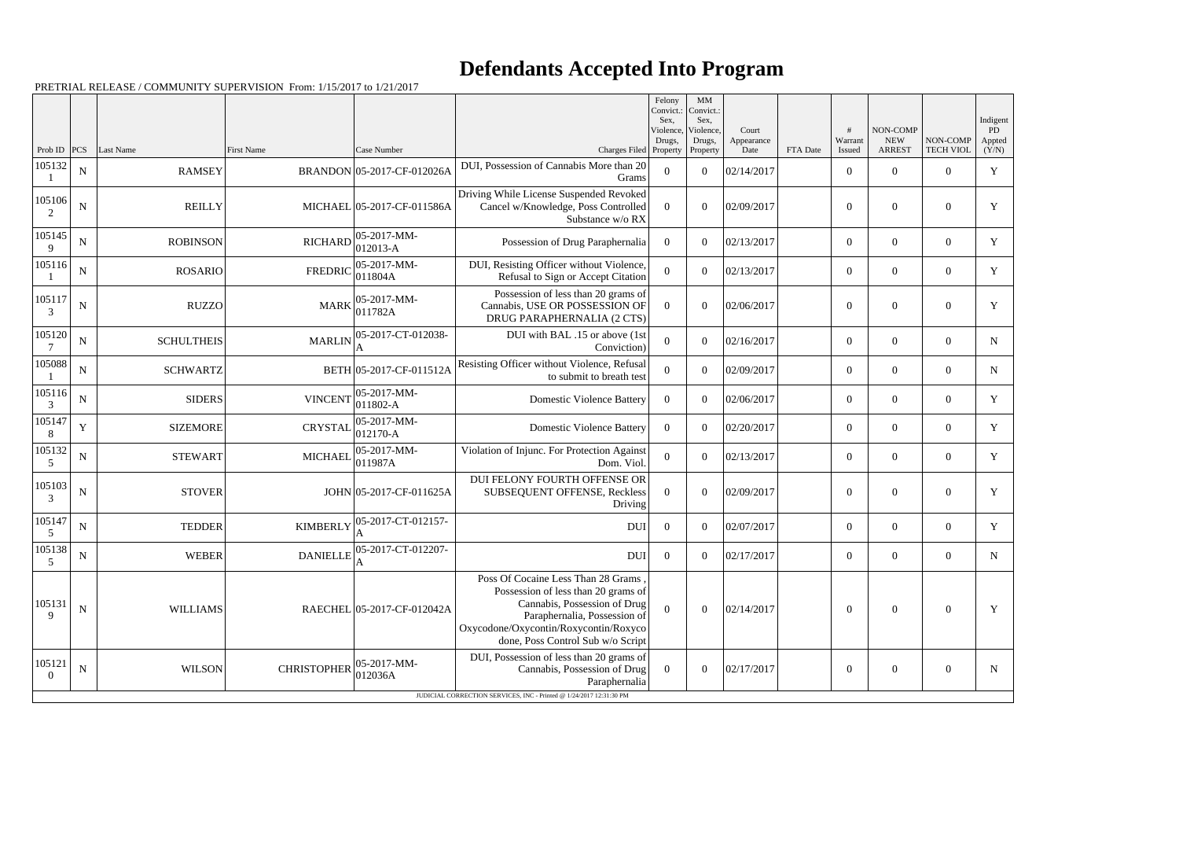# Defendants Accepted Into Program

PRETRIAL RELEASE / COMMUNITY SUPERVISION From: 1/15/2017 to 1/21/2017

| Prob ID | PCS | Last Name | First Name | Case Number | Charges Filed | Felony Convict.: Sex, Violence, Drugs, Property | MM Convict.: Sex, Violence, Drugs, Property | Court Appearance Date | FTA Date | # Warrant Issued | NON-COMP NEW ARREST | NON-COMP TECH VIOL | Indigent PD Appted (Y/N) |
|---|---|---|---|---|---|---|---|---|---|---|---|---|---|
| 1051321 | N | RAMSEY | BRANDON | 05-2017-CF-012026A | DUI, Possession of Cannabis More than 20 Grams | 0 | 0 | 02/14/2017 | | 0 | 0 | 0 | Y |
| 1051062 | N | REILLY | MICHAEL | 05-2017-CF-011586A | Driving While License Suspended Revoked Cancel w/Knowledge, Poss Controlled Substance w/o RX | 0 | 0 | 02/09/2017 | | 0 | 0 | 0 | Y |
| 1051459 | N | ROBINSON | RICHARD | 05-2017-MM-012013-A | Possession of Drug Paraphernalia | 0 | 0 | 02/13/2017 | | 0 | 0 | 0 | Y |
| 1051161 | N | ROSARIO | FREDRIC | 05-2017-MM-011804A | DUI, Resisting Officer without Violence, Refusal to Sign or Accept Citation | 0 | 0 | 02/13/2017 | | 0 | 0 | 0 | Y |
| 1051173 | N | RUZZO | MARK | 05-2017-MM-011782A | Possession of less than 20 grams of Cannabis, USE OR POSSESSION OF DRUG PARAPHERNALIA (2 CTS) | 0 | 0 | 02/06/2017 | | 0 | 0 | 0 | Y |
| 1051207 | N | SCHULTHEIS | MARLIN | 05-2017-CT-012038-A | DUI with BAL .15 or above (1st Conviction) | 0 | 0 | 02/16/2017 | | 0 | 0 | 0 | N |
| 1050881 | N | SCHWARTZ | BETH | 05-2017-CF-011512A | Resisting Officer without Violence, Refusal to submit to breath test | 0 | 0 | 02/09/2017 | | 0 | 0 | 0 | N |
| 1051163 | N | SIDERS | VINCENT | 05-2017-MM-011802-A | Domestic Violence Battery | 0 | 0 | 02/06/2017 | | 0 | 0 | 0 | Y |
| 1051478 | Y | SIZEMORE | CRYSTAL | 05-2017-MM-012170-A | Domestic Violence Battery | 0 | 0 | 02/20/2017 | | 0 | 0 | 0 | Y |
| 1051325 | N | STEWART | MICHAEL | 05-2017-MM-011987A | Violation of Injunc. For Protection Against Dom. Viol. | 0 | 0 | 02/13/2017 | | 0 | 0 | 0 | Y |
| 1051033 | N | STOVER | JOHN | 05-2017-CF-011625A | DUI FELONY FOURTH OFFENSE OR SUBSEQUENT OFFENSE, Reckless Driving | 0 | 0 | 02/09/2017 | | 0 | 0 | 0 | Y |
| 1051475 | N | TEDDER | KIMBERLY | 05-2017-CT-012157-A | DUI | 0 | 0 | 02/07/2017 | | 0 | 0 | 0 | Y |
| 1051385 | N | WEBER | DANIELLE | 05-2017-CT-012207-A | DUI | 0 | 0 | 02/17/2017 | | 0 | 0 | 0 | N |
| 1051319 | N | WILLIAMS | RAECHEL | 05-2017-CF-012042A | Poss Of Cocaine Less Than 28 Grams , Possession of less than 20 grams of Cannabis, Possession of Drug Paraphernalia, Possession of Oxycodone/Oxycontin/Roxycontin/Roxycodone, Poss Control Sub w/o Script | 0 | 0 | 02/14/2017 | | 0 | 0 | 0 | Y |
| 1051210 | N | WILSON | CHRISTOPHER | 05-2017-MM-012036A | DUI, Possession of less than 20 grams of Cannabis, Possession of Drug Paraphernalia | 0 | 0 | 02/17/2017 | | 0 | 0 | 0 | N |

JUDICIAL CORRECTION SERVICES, INC - Printed @ 1/24/2017 12:31:30 PM